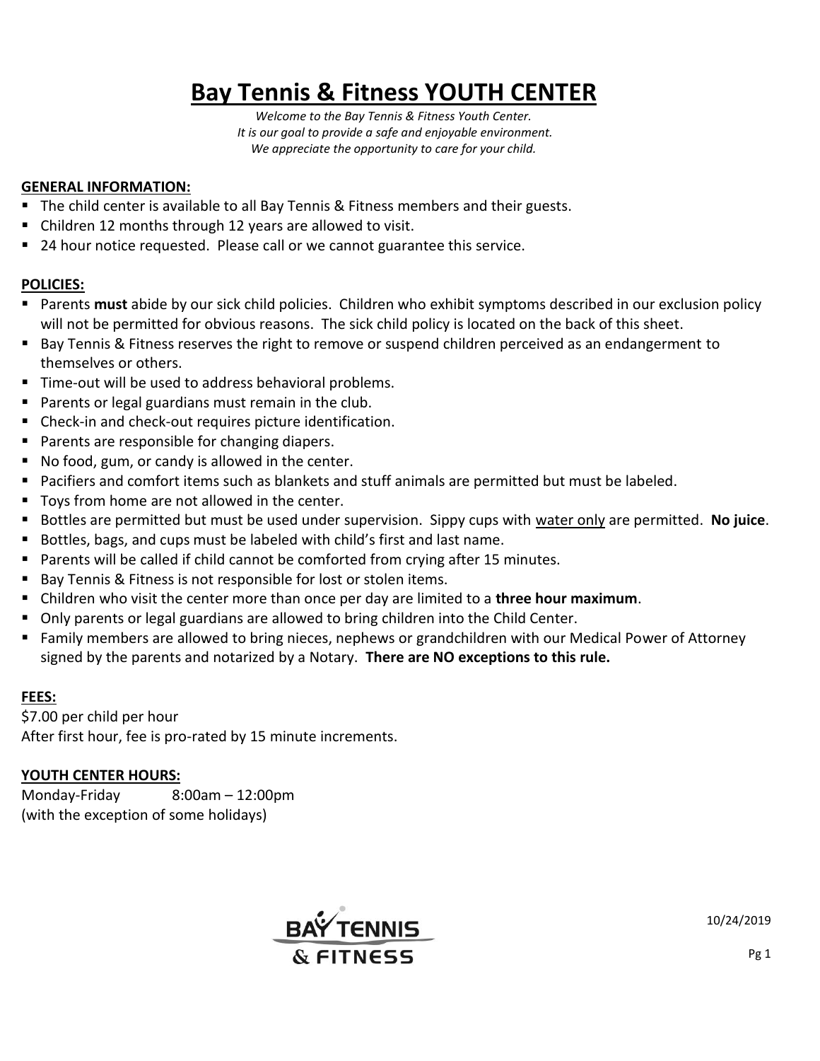# Bay Tennis & Fitness YOUTH CENTER

*Welcome to the Bay Tennis & Fitness Youth Center.*
*It is our goal to provide a safe and enjoyable environment.*
*We appreciate the opportunity to care for your child.*

## GENERAL INFORMATION:

- The child center is available to all Bay Tennis & Fitness members and their guests.
- Children 12 months through 12 years are allowed to visit.
- 24 hour notice requested. Please call or we cannot guarantee this service.

## POLICIES:

- Parents **must** abide by our sick child policies. Children who exhibit symptoms described in our exclusion policy will not be permitted for obvious reasons. The sick child policy is located on the back of this sheet.
- Bay Tennis & Fitness reserves the right to remove or suspend children perceived as an endangerment to themselves or others.
- Time-out will be used to address behavioral problems.
- Parents or legal guardians must remain in the club.
- Check-in and check-out requires picture identification.
- Parents are responsible for changing diapers.
- No food, gum, or candy is allowed in the center.
- Pacifiers and comfort items such as blankets and stuff animals are permitted but must be labeled.
- Toys from home are not allowed in the center.
- Bottles are permitted but must be used under supervision. Sippy cups with <u>water only</u> are permitted. **No juice**.
- Bottles, bags, and cups must be labeled with child's first and last name.
- Parents will be called if child cannot be comforted from crying after 15 minutes.
- Bay Tennis & Fitness is not responsible for lost or stolen items.
- Children who visit the center more than once per day are limited to a **three hour maximum**.
- Only parents or legal guardians are allowed to bring children into the Child Center.
- Family members are allowed to bring nieces, nephews or grandchildren with our Medical Power of Attorney signed by the parents and notarized by a Notary. **There are NO exceptions to this rule.**

## FEES:

$7.00 per child per hour
After first hour, fee is pro-rated by 15 minute increments.

## YOUTH CENTER HOURS:

Monday-Friday 8:00am – 12:00pm
(with the exception of some holidays)

10/24/2019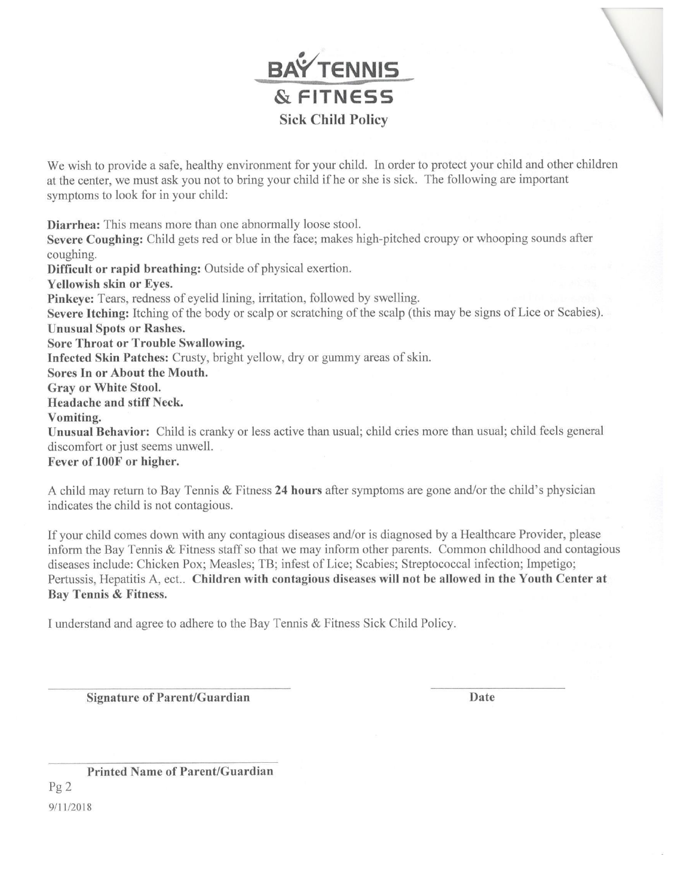# BAY TENNIS & FITNESS

## Sick Child Policy

We wish to provide a safe, healthy environment for your child. In order to protect your child and other children at the center, we must ask you not to bring your child if he or she is sick. The following are important symptoms to look for in your child:

**Diarrhea:** This means more than one abnormally loose stool.
**Severe Coughing:** Child gets red or blue in the face; makes high-pitched croupy or whooping sounds after coughing.
**Difficult or rapid breathing:** Outside of physical exertion.
**Yellowish skin or Eyes.**
**Pinkeye:** Tears, redness of eyelid lining, irritation, followed by swelling.
**Severe Itching:** Itching of the body or scalp or scratching of the scalp (this may be signs of Lice or Scabies).
**Unusual Spots or Rashes.**
**Sore Throat or Trouble Swallowing.**
**Infected Skin Patches:** Crusty, bright yellow, dry or gummy areas of skin.
**Sores In or About the Mouth.**
**Gray or White Stool.**
**Headache and stiff Neck.**
**Vomiting.**
**Unusual Behavior:** Child is cranky or less active than usual; child cries more than usual; child feels general discomfort or just seems unwell.
**Fever of 100F or higher.**

A child may return to Bay Tennis & Fitness **24 hours** after symptoms are gone and/or the child's physician indicates the child is not contagious.

If your child comes down with any contagious diseases and/or is diagnosed by a Healthcare Provider, please inform the Bay Tennis & Fitness staff so that we may inform other parents. Common childhood and contagious diseases include: Chicken Pox; Measles; TB; infest of Lice; Scabies; Streptococcal infection; Impetigo; Pertussis, Hepatitis A, ect.. **Children with contagious diseases will not be allowed in the Youth Center at Bay Tennis & Fitness.**

I understand and agree to adhere to the Bay Tennis & Fitness Sick Child Policy.

\_\_\_\_\_\_\_\_\_\_\_\_\_\_\_\_\_\_\_\_\_\_\_\_\_\_\_\_\_\_ \_\_\_\_\_\_\_\_\_\_\_\_\_\_\_\_\_\_\_\_
**Signature of Parent/Guardian** **Date**

\_\_\_\_\_\_\_\_\_\_\_\_\_\_\_\_\_\_\_\_\_\_\_\_\_\_\_\_\_\_
**Printed Name of Parent/Guardian**

Pg 2
9/11/2018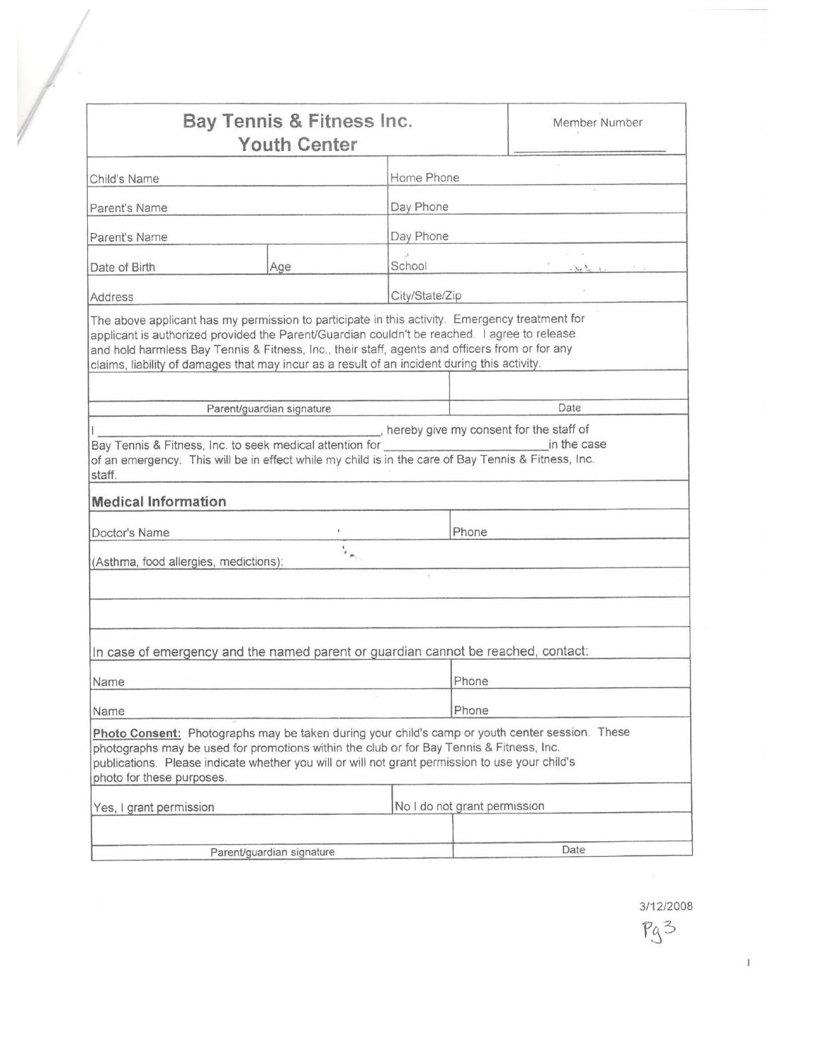| Bay Tennis & Fitness Inc. Youth Center | | | Member Number |
|---|---|---|---|
| Child's Name | | Home Phone | |
| Parent's Name | | Day Phone | |
| Parent's Name | | Day Phone | |
| Date of Birth | Age | School | |
| Address | | City/State/Zip | |

The above applicant has my permission to participate in this activity. Emergency treatment for applicant is authorized provided the Parent/Guardian couldn't be reached. I agree to release and hold harmless Bay Tennis & Fitness, Inc., their staff, agents and officers from or for any claims, liability of damages that may incur as a result of an incident during this activity.

| | |
|---|---|
| | |
| Parent/guardian signature | Date |

I ______________________________, hereby give my consent for the staff of Bay Tennis & Fitness, Inc. to seek medical attention for ______________________ in the case of an emergency. This will be in effect while my child is in the care of Bay Tennis & Fitness, Inc. staff.

## Medical Information

| | |
|---|---|
| Doctor's Name | Phone |
| (Asthma, food allergies, medictions): | |
| | |
| | |

In case of emergency and the named parent or guardian cannot be reached, contact:

| | |
|---|---|
| Name | Phone |
| Name | Phone |

**Photo Consent:** Photographs may be taken during your child's camp or youth center session. These photographs may be used for promotions within the club or for Bay Tennis & Fitness, Inc. publications. Please indicate whether you will or will not grant permission to use your child's photo for these purposes.

| | |
|---|---|
| Yes, I grant permission | No I do not grant permission |
| | |
| Parent/guardian signature | Date |

3/12/2008